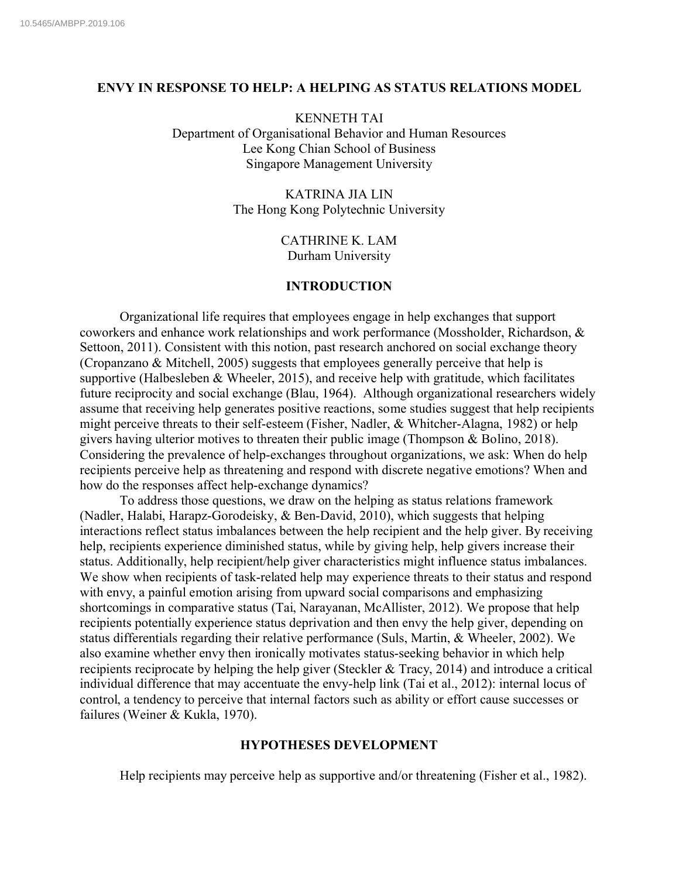10.5465/AMBPP.2019.106

# ENVY IN RESPONSE TO HELP: A HELPING AS STATUS RELATIONS MODEL

KENNETH TAI
Department of Organisational Behavior and Human Resources
Lee Kong Chian School of Business
Singapore Management University

KATRINA JIA LIN
The Hong Kong Polytechnic University

CATHRINE K. LAM
Durham University

## INTRODUCTION

Organizational life requires that employees engage in help exchanges that support coworkers and enhance work relationships and work performance (Mossholder, Richardson, & Settoon, 2011). Consistent with this notion, past research anchored on social exchange theory (Cropanzano & Mitchell, 2005) suggests that employees generally perceive that help is supportive (Halbesleben & Wheeler, 2015), and receive help with gratitude, which facilitates future reciprocity and social exchange (Blau, 1964). Although organizational researchers widely assume that receiving help generates positive reactions, some studies suggest that help recipients might perceive threats to their self-esteem (Fisher, Nadler, & Whitcher-Alagna, 1982) or help givers having ulterior motives to threaten their public image (Thompson & Bolino, 2018). Considering the prevalence of help-exchanges throughout organizations, we ask: When do help recipients perceive help as threatening and respond with discrete negative emotions? When and how do the responses affect help-exchange dynamics?

To address those questions, we draw on the helping as status relations framework (Nadler, Halabi, Harapz-Gorodeisky, & Ben-David, 2010), which suggests that helping interactions reflect status imbalances between the help recipient and the help giver. By receiving help, recipients experience diminished status, while by giving help, help givers increase their status. Additionally, help recipient/help giver characteristics might influence status imbalances. We show when recipients of task-related help may experience threats to their status and respond with envy, a painful emotion arising from upward social comparisons and emphasizing shortcomings in comparative status (Tai, Narayanan, McAllister, 2012). We propose that help recipients potentially experience status deprivation and then envy the help giver, depending on status differentials regarding their relative performance (Suls, Martin, & Wheeler, 2002). We also examine whether envy then ironically motivates status-seeking behavior in which help recipients reciprocate by helping the help giver (Steckler & Tracy, 2014) and introduce a critical individual difference that may accentuate the envy-help link (Tai et al., 2012): internal locus of control, a tendency to perceive that internal factors such as ability or effort cause successes or failures (Weiner & Kukla, 1970).

## HYPOTHESES DEVELOPMENT

Help recipients may perceive help as supportive and/or threatening (Fisher et al., 1982).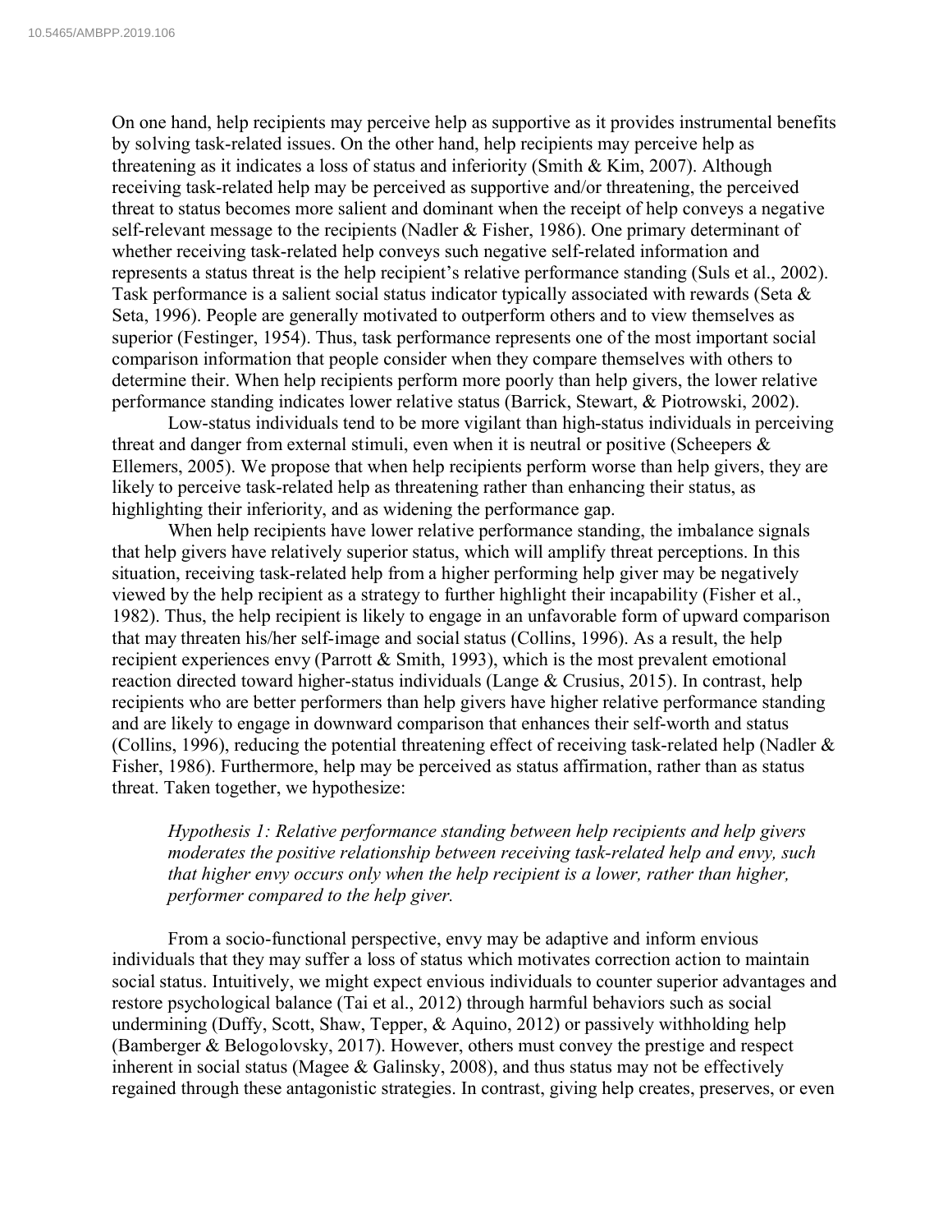On one hand, help recipients may perceive help as supportive as it provides instrumental benefits by solving task-related issues. On the other hand, help recipients may perceive help as threatening as it indicates a loss of status and inferiority (Smith & Kim, 2007). Although receiving task-related help may be perceived as supportive and/or threatening, the perceived threat to status becomes more salient and dominant when the receipt of help conveys a negative self-relevant message to the recipients (Nadler & Fisher, 1986). One primary determinant of whether receiving task-related help conveys such negative self-related information and represents a status threat is the help recipient's relative performance standing (Suls et al., 2002). Task performance is a salient social status indicator typically associated with rewards (Seta & Seta, 1996). People are generally motivated to outperform others and to view themselves as superior (Festinger, 1954). Thus, task performance represents one of the most important social comparison information that people consider when they compare themselves with others to determine their. When help recipients perform more poorly than help givers, the lower relative performance standing indicates lower relative status (Barrick, Stewart, & Piotrowski, 2002).

Low-status individuals tend to be more vigilant than high-status individuals in perceiving threat and danger from external stimuli, even when it is neutral or positive (Scheepers & Ellemers, 2005). We propose that when help recipients perform worse than help givers, they are likely to perceive task-related help as threatening rather than enhancing their status, as highlighting their inferiority, and as widening the performance gap.

When help recipients have lower relative performance standing, the imbalance signals that help givers have relatively superior status, which will amplify threat perceptions. In this situation, receiving task-related help from a higher performing help giver may be negatively viewed by the help recipient as a strategy to further highlight their incapability (Fisher et al., 1982). Thus, the help recipient is likely to engage in an unfavorable form of upward comparison that may threaten his/her self-image and social status (Collins, 1996). As a result, the help recipient experiences envy (Parrott & Smith, 1993), which is the most prevalent emotional reaction directed toward higher-status individuals (Lange & Crusius, 2015). In contrast, help recipients who are better performers than help givers have higher relative performance standing and are likely to engage in downward comparison that enhances their self-worth and status (Collins, 1996), reducing the potential threatening effect of receiving task-related help (Nadler & Fisher, 1986). Furthermore, help may be perceived as status affirmation, rather than as status threat. Taken together, we hypothesize:

> *Hypothesis 1: Relative performance standing between help recipients and help givers moderates the positive relationship between receiving task-related help and envy, such that higher envy occurs only when the help recipient is a lower, rather than higher, performer compared to the help giver.*

From a socio-functional perspective, envy may be adaptive and inform envious individuals that they may suffer a loss of status which motivates correction action to maintain social status. Intuitively, we might expect envious individuals to counter superior advantages and restore psychological balance (Tai et al., 2012) through harmful behaviors such as social undermining (Duffy, Scott, Shaw, Tepper, & Aquino, 2012) or passively withholding help (Bamberger & Belogolovsky, 2017). However, others must convey the prestige and respect inherent in social status (Magee & Galinsky, 2008), and thus status may not be effectively regained through these antagonistic strategies. In contrast, giving help creates, preserves, or even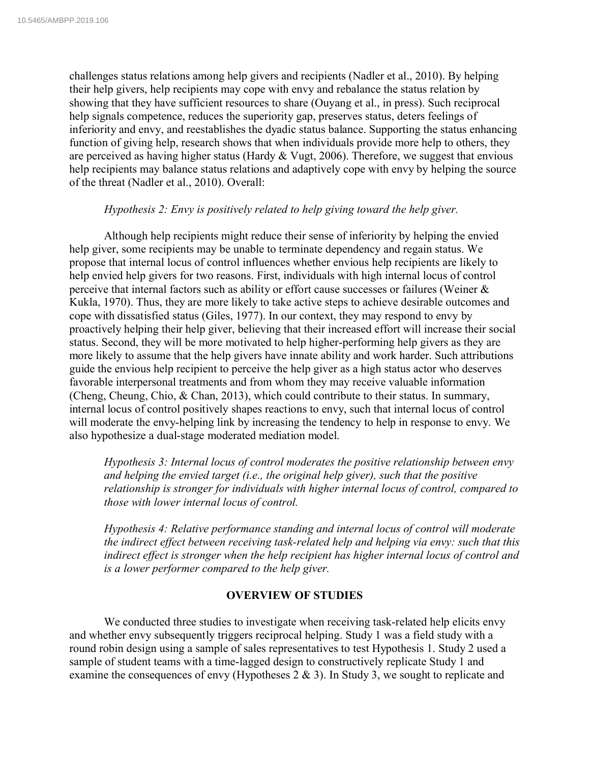challenges status relations among help givers and recipients (Nadler et al., 2010). By helping their help givers, help recipients may cope with envy and rebalance the status relation by showing that they have sufficient resources to share (Ouyang et al., in press). Such reciprocal help signals competence, reduces the superiority gap, preserves status, deters feelings of inferiority and envy, and reestablishes the dyadic status balance. Supporting the status enhancing function of giving help, research shows that when individuals provide more help to others, they are perceived as having higher status (Hardy & Vugt, 2006). Therefore, we suggest that envious help recipients may balance status relations and adaptively cope with envy by helping the source of the threat (Nadler et al., 2010). Overall:

*Hypothesis 2: Envy is positively related to help giving toward the help giver.*

Although help recipients might reduce their sense of inferiority by helping the envied help giver, some recipients may be unable to terminate dependency and regain status. We propose that internal locus of control influences whether envious help recipients are likely to help envied help givers for two reasons. First, individuals with high internal locus of control perceive that internal factors such as ability or effort cause successes or failures (Weiner & Kukla, 1970). Thus, they are more likely to take active steps to achieve desirable outcomes and cope with dissatisfied status (Giles, 1977). In our context, they may respond to envy by proactively helping their help giver, believing that their increased effort will increase their social status. Second, they will be more motivated to help higher-performing help givers as they are more likely to assume that the help givers have innate ability and work harder. Such attributions guide the envious help recipient to perceive the help giver as a high status actor who deserves favorable interpersonal treatments and from whom they may receive valuable information (Cheng, Cheung, Chio, & Chan, 2013), which could contribute to their status. In summary, internal locus of control positively shapes reactions to envy, such that internal locus of control will moderate the envy-helping link by increasing the tendency to help in response to envy. We also hypothesize a dual-stage moderated mediation model.

*Hypothesis 3: Internal locus of control moderates the positive relationship between envy and helping the envied target (i.e., the original help giver), such that the positive relationship is stronger for individuals with higher internal locus of control, compared to those with lower internal locus of control.*

*Hypothesis 4: Relative performance standing and internal locus of control will moderate the indirect effect between receiving task-related help and helping via envy: such that this indirect effect is stronger when the help recipient has higher internal locus of control and is a lower performer compared to the help giver.*

## OVERVIEW OF STUDIES

We conducted three studies to investigate when receiving task-related help elicits envy and whether envy subsequently triggers reciprocal helping. Study 1 was a field study with a round robin design using a sample of sales representatives to test Hypothesis 1. Study 2 used a sample of student teams with a time-lagged design to constructively replicate Study 1 and examine the consequences of envy (Hypotheses 2 & 3). In Study 3, we sought to replicate and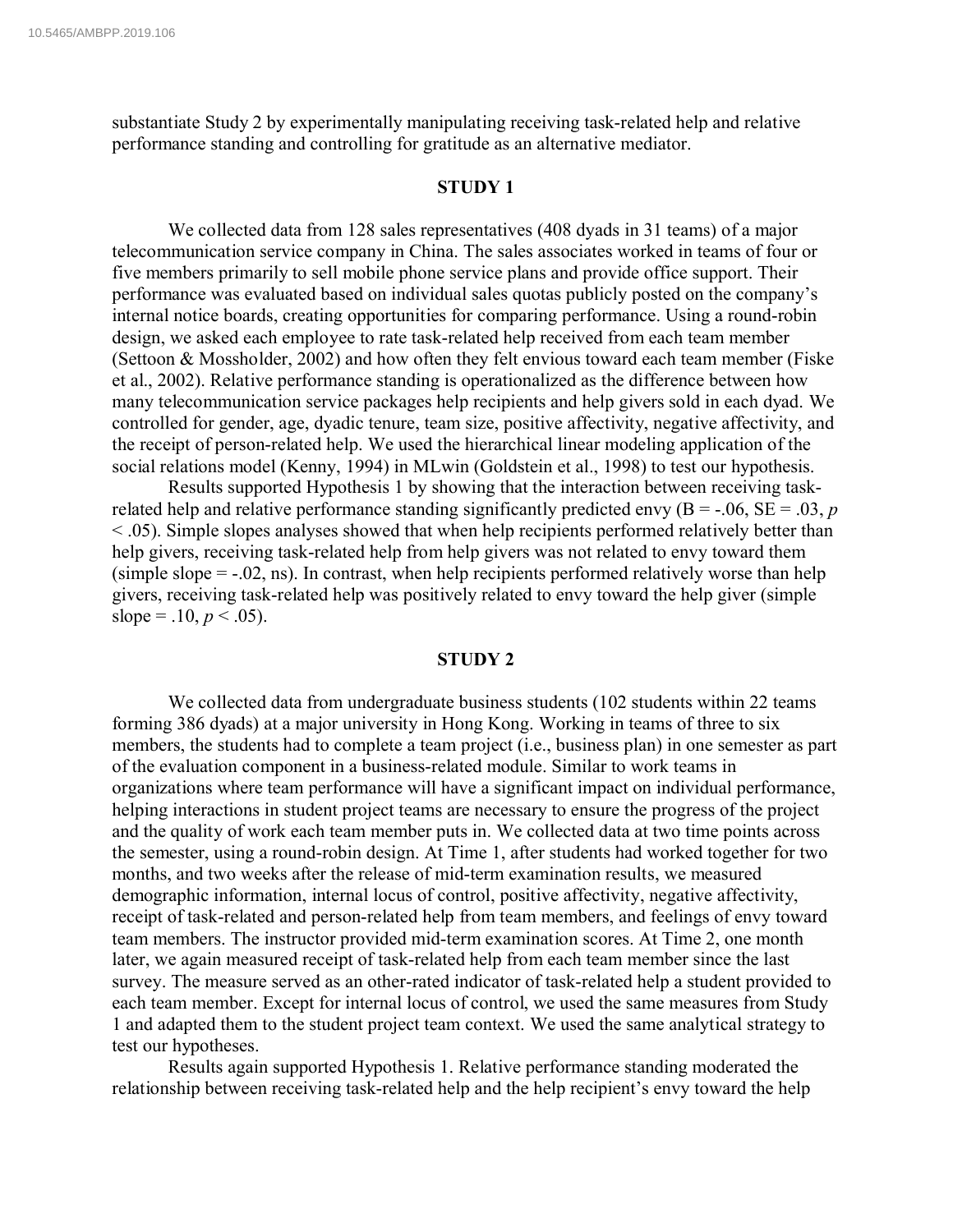substantiate Study 2 by experimentally manipulating receiving task-related help and relative performance standing and controlling for gratitude as an alternative mediator.

## STUDY 1

We collected data from 128 sales representatives (408 dyads in 31 teams) of a major telecommunication service company in China. The sales associates worked in teams of four or five members primarily to sell mobile phone service plans and provide office support. Their performance was evaluated based on individual sales quotas publicly posted on the company's internal notice boards, creating opportunities for comparing performance. Using a round-robin design, we asked each employee to rate task-related help received from each team member (Settoon & Mossholder, 2002) and how often they felt envious toward each team member (Fiske et al., 2002). Relative performance standing is operationalized as the difference between how many telecommunication service packages help recipients and help givers sold in each dyad. We controlled for gender, age, dyadic tenure, team size, positive affectivity, negative affectivity, and the receipt of person-related help. We used the hierarchical linear modeling application of the social relations model (Kenny, 1994) in MLwin (Goldstein et al., 1998) to test our hypothesis.

Results supported Hypothesis 1 by showing that the interaction between receiving task-related help and relative performance standing significantly predicted envy (B = -.06, SE = .03, $p < .05$). Simple slopes analyses showed that when help recipients performed relatively better than help givers, receiving task-related help from help givers was not related to envy toward them (simple slope = -.02, ns). In contrast, when help recipients performed relatively worse than help givers, receiving task-related help was positively related to envy toward the help giver (simple slope = .10, $p < .05$).

## STUDY 2

We collected data from undergraduate business students (102 students within 22 teams forming 386 dyads) at a major university in Hong Kong. Working in teams of three to six members, the students had to complete a team project (i.e., business plan) in one semester as part of the evaluation component in a business-related module. Similar to work teams in organizations where team performance will have a significant impact on individual performance, helping interactions in student project teams are necessary to ensure the progress of the project and the quality of work each team member puts in. We collected data at two time points across the semester, using a round-robin design. At Time 1, after students had worked together for two months, and two weeks after the release of mid-term examination results, we measured demographic information, internal locus of control, positive affectivity, negative affectivity, receipt of task-related and person-related help from team members, and feelings of envy toward team members. The instructor provided mid-term examination scores. At Time 2, one month later, we again measured receipt of task-related help from each team member since the last survey. The measure served as an other-rated indicator of task-related help a student provided to each team member. Except for internal locus of control, we used the same measures from Study 1 and adapted them to the student project team context. We used the same analytical strategy to test our hypotheses.

Results again supported Hypothesis 1. Relative performance standing moderated the relationship between receiving task-related help and the help recipient's envy toward the help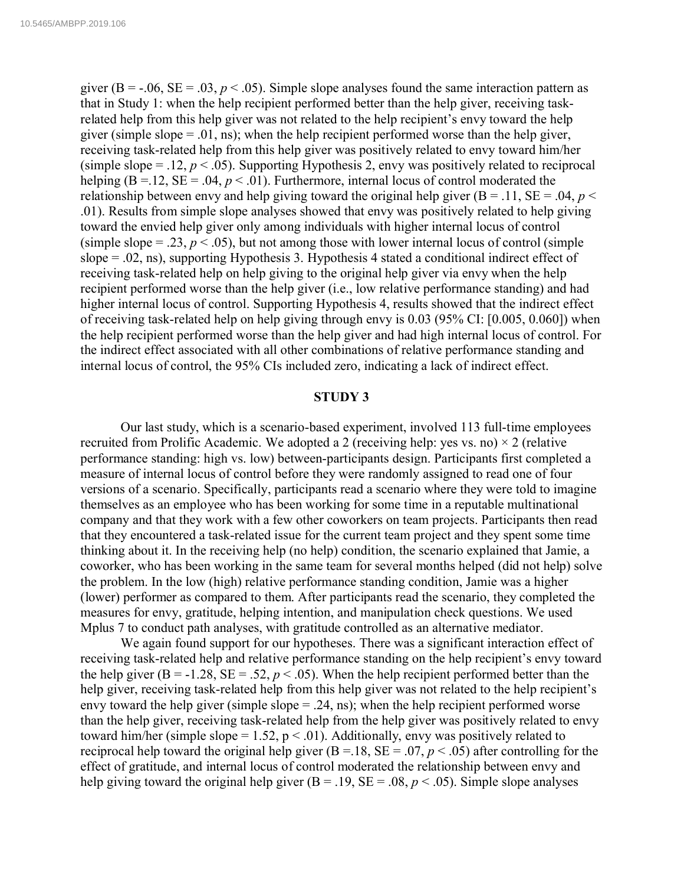giver (B = -.06, SE = .03, $p < .05$). Simple slope analyses found the same interaction pattern as that in Study 1: when the help recipient performed better than the help giver, receiving task-related help from this help giver was not related to the help recipient's envy toward the help giver (simple slope = .01, ns); when the help recipient performed worse than the help giver, receiving task-related help from this help giver was positively related to envy toward him/her (simple slope = .12, $p < .05$). Supporting Hypothesis 2, envy was positively related to reciprocal helping (B =.12, SE = .04, $p < .01$). Furthermore, internal locus of control moderated the relationship between envy and help giving toward the original help giver (B = .11, SE = .04, $p < .01$). Results from simple slope analyses showed that envy was positively related to help giving toward the envied help giver only among individuals with higher internal locus of control (simple slope = .23, $p < .05$), but not among those with lower internal locus of control (simple slope = .02, ns), supporting Hypothesis 3. Hypothesis 4 stated a conditional indirect effect of receiving task-related help on help giving to the original help giver via envy when the help recipient performed worse than the help giver (i.e., low relative performance standing) and had higher internal locus of control. Supporting Hypothesis 4, results showed that the indirect effect of receiving task-related help on help giving through envy is 0.03 (95% CI: [0.005, 0.060]) when the help recipient performed worse than the help giver and had high internal locus of control. For the indirect effect associated with all other combinations of relative performance standing and internal locus of control, the 95% CIs included zero, indicating a lack of indirect effect.

## STUDY 3

Our last study, which is a scenario-based experiment, involved 113 full-time employees recruited from Prolific Academic. We adopted a 2 (receiving help: yes vs. no) × 2 (relative performance standing: high vs. low) between-participants design. Participants first completed a measure of internal locus of control before they were randomly assigned to read one of four versions of a scenario. Specifically, participants read a scenario where they were told to imagine themselves as an employee who has been working for some time in a reputable multinational company and that they work with a few other coworkers on team projects. Participants then read that they encountered a task-related issue for the current team project and they spent some time thinking about it. In the receiving help (no help) condition, the scenario explained that Jamie, a coworker, who has been working in the same team for several months helped (did not help) solve the problem. In the low (high) relative performance standing condition, Jamie was a higher (lower) performer as compared to them. After participants read the scenario, they completed the measures for envy, gratitude, helping intention, and manipulation check questions. We used Mplus 7 to conduct path analyses, with gratitude controlled as an alternative mediator.

We again found support for our hypotheses. There was a significant interaction effect of receiving task-related help and relative performance standing on the help recipient's envy toward the help giver (B = -1.28, SE = .52, $p < .05$). When the help recipient performed better than the help giver, receiving task-related help from this help giver was not related to the help recipient's envy toward the help giver (simple slope = .24, ns); when the help recipient performed worse than the help giver, receiving task-related help from the help giver was positively related to envy toward him/her (simple slope = 1.52, $p < .01$). Additionally, envy was positively related to reciprocal help toward the original help giver (B =.18, SE = .07, $p < .05$) after controlling for the effect of gratitude, and internal locus of control moderated the relationship between envy and help giving toward the original help giver (B = .19, SE = .08, $p < .05$). Simple slope analyses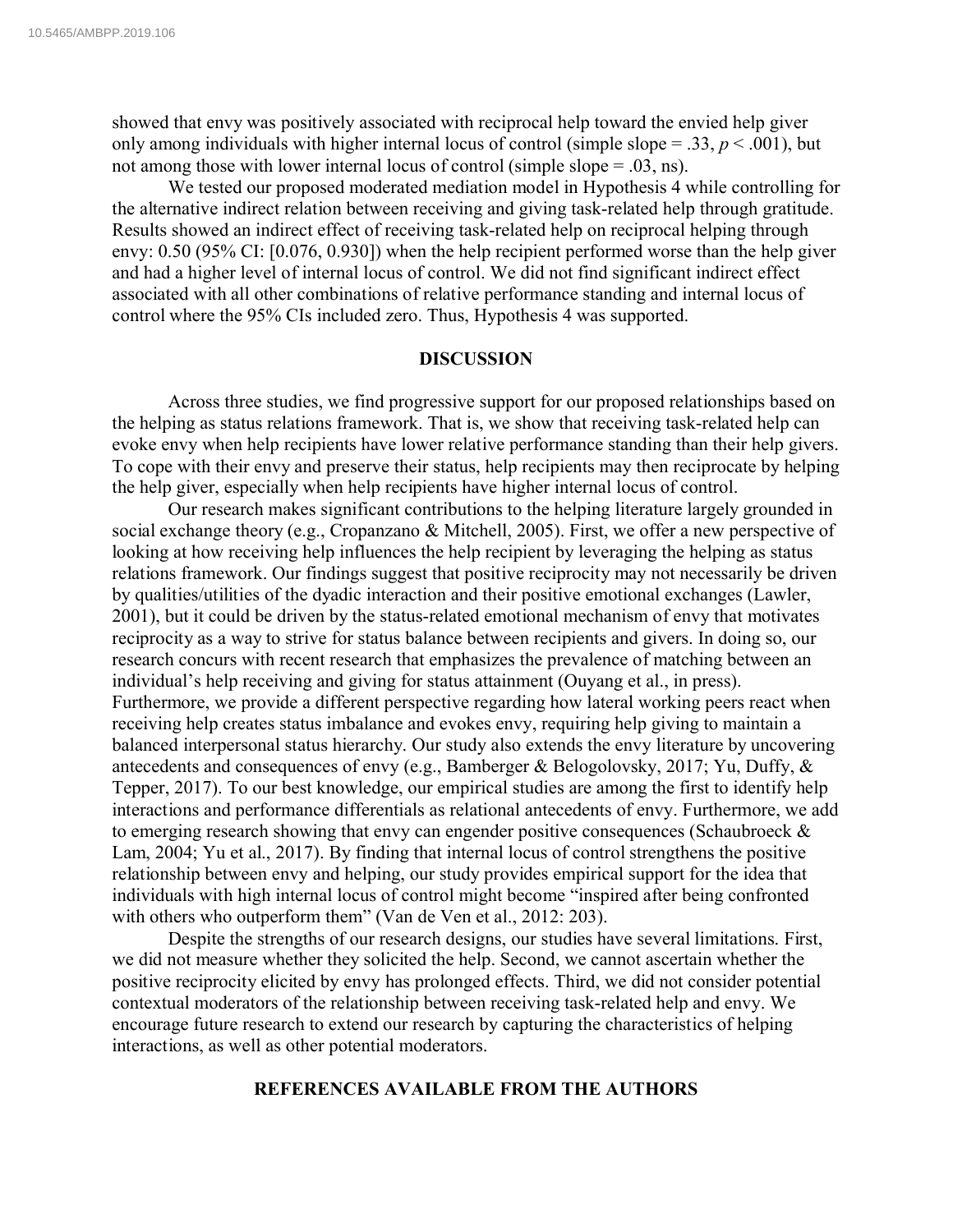showed that envy was positively associated with reciprocal help toward the envied help giver only among individuals with higher internal locus of control (simple slope = .33, $p < .001$), but not among those with lower internal locus of control (simple slope = .03, ns).

We tested our proposed moderated mediation model in Hypothesis 4 while controlling for the alternative indirect relation between receiving and giving task-related help through gratitude. Results showed an indirect effect of receiving task-related help on reciprocal helping through envy: 0.50 (95% CI: [0.076, 0.930]) when the help recipient performed worse than the help giver and had a higher level of internal locus of control. We did not find significant indirect effect associated with all other combinations of relative performance standing and internal locus of control where the 95% CIs included zero. Thus, Hypothesis 4 was supported.

## DISCUSSION

Across three studies, we find progressive support for our proposed relationships based on the helping as status relations framework. That is, we show that receiving task-related help can evoke envy when help recipients have lower relative performance standing than their help givers. To cope with their envy and preserve their status, help recipients may then reciprocate by helping the help giver, especially when help recipients have higher internal locus of control.

Our research makes significant contributions to the helping literature largely grounded in social exchange theory (e.g., Cropanzano & Mitchell, 2005). First, we offer a new perspective of looking at how receiving help influences the help recipient by leveraging the helping as status relations framework. Our findings suggest that positive reciprocity may not necessarily be driven by qualities/utilities of the dyadic interaction and their positive emotional exchanges (Lawler, 2001), but it could be driven by the status-related emotional mechanism of envy that motivates reciprocity as a way to strive for status balance between recipients and givers. In doing so, our research concurs with recent research that emphasizes the prevalence of matching between an individual's help receiving and giving for status attainment (Ouyang et al., in press). Furthermore, we provide a different perspective regarding how lateral working peers react when receiving help creates status imbalance and evokes envy, requiring help giving to maintain a balanced interpersonal status hierarchy. Our study also extends the envy literature by uncovering antecedents and consequences of envy (e.g., Bamberger & Belogolovsky, 2017; Yu, Duffy, & Tepper, 2017). To our best knowledge, our empirical studies are among the first to identify help interactions and performance differentials as relational antecedents of envy. Furthermore, we add to emerging research showing that envy can engender positive consequences (Schaubroeck & Lam, 2004; Yu et al., 2017). By finding that internal locus of control strengthens the positive relationship between envy and helping, our study provides empirical support for the idea that individuals with high internal locus of control might become "inspired after being confronted with others who outperform them" (Van de Ven et al., 2012: 203).

Despite the strengths of our research designs, our studies have several limitations. First, we did not measure whether they solicited the help. Second, we cannot ascertain whether the positive reciprocity elicited by envy has prolonged effects. Third, we did not consider potential contextual moderators of the relationship between receiving task-related help and envy. We encourage future research to extend our research by capturing the characteristics of helping interactions, as well as other potential moderators.

## REFERENCES AVAILABLE FROM THE AUTHORS